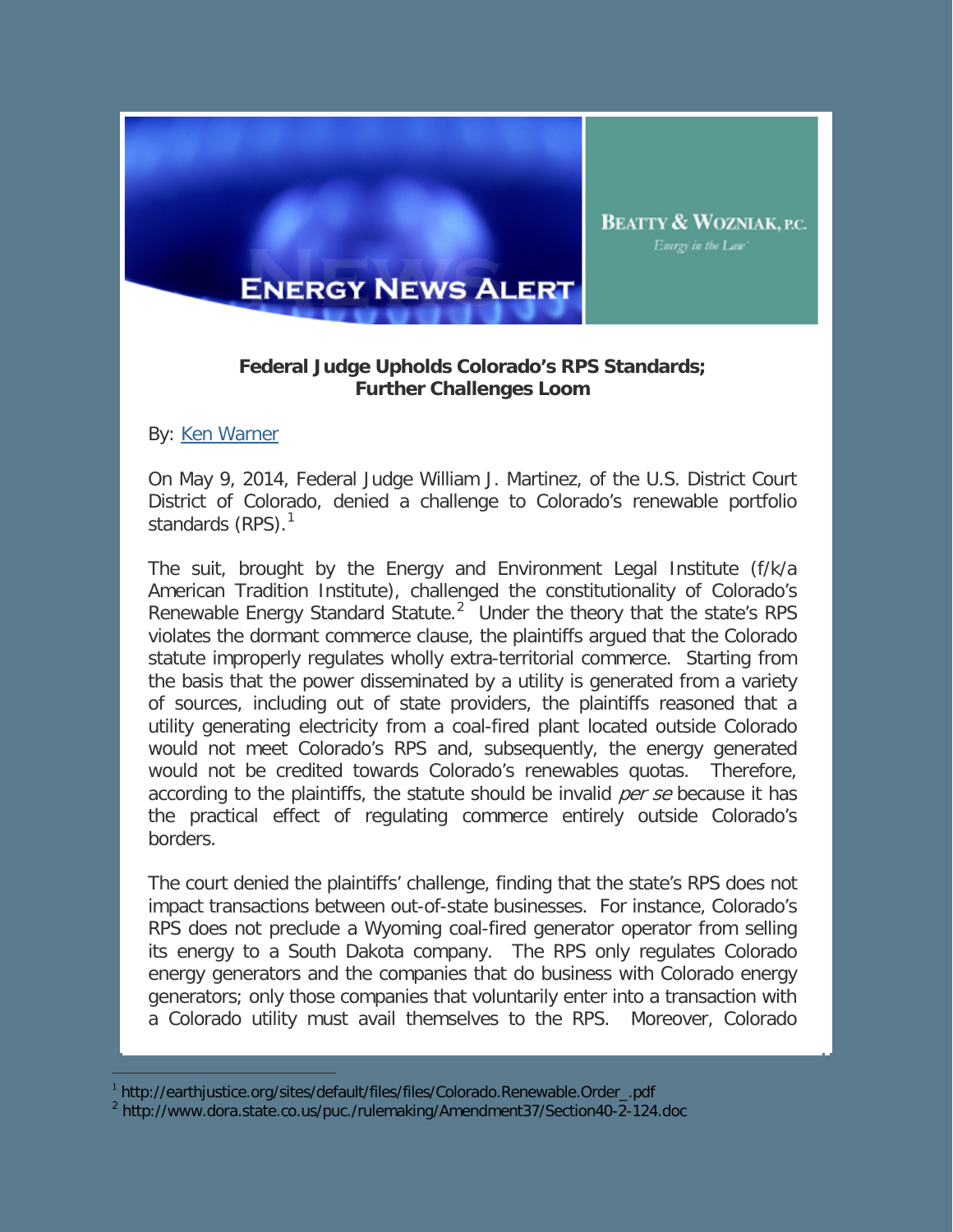ENERGY NEWS ALERT

BEATTY & WOZNIAK, P.C.

*Energy in the Law*

**Federal Judge Upholds Colorado's RPS Standards; Further Challenges Loom**

By: Ken Warner

On May 9, 2014, Federal Judge William J. Martinez, of the U.S. District Court District of Colorado, denied a challenge to Colorado's renewable portfolio standards (RPS).[1]

The suit, brought by the Energy and Environment Legal Institute (f/k/a American Tradition Institute), challenged the constitutionality of Colorado's Renewable Energy Standard Statute.[2] Under the theory that the state's RPS violates the dormant commerce clause, the plaintiffs argued that the Colorado statute improperly regulates wholly extra-territorial commerce. Starting from the basis that the power disseminated by a utility is generated from a variety of sources, including out of state providers, the plaintiffs reasoned that a utility generating electricity from a coal-fired plant located outside Colorado would not meet Colorado's RPS and, subsequently, the energy generated would not be credited towards Colorado's renewables quotas. Therefore, according to the plaintiffs, the statute should be invalid *per se* because it has the practical effect of regulating commerce entirely outside Colorado's borders.

The court denied the plaintiffs' challenge, finding that the state's RPS does not impact transactions between out-of-state businesses. For instance, Colorado's RPS does not preclude a Wyoming coal-fired generator operator from selling its energy to a South Dakota company. The RPS only regulates Colorado energy generators and the companies that do business with Colorado energy generators; only those companies that voluntarily enter into a transaction with a Colorado utility must avail themselves to the RPS. Moreover, Colorado

---

[1] http://earthjustice.org/sites/default/files/files/Colorado.Renewable.Order_.pdf

[2] http://www.dora.state.co.us/puc./rulemaking/Amendment37/Section40-2-124.doc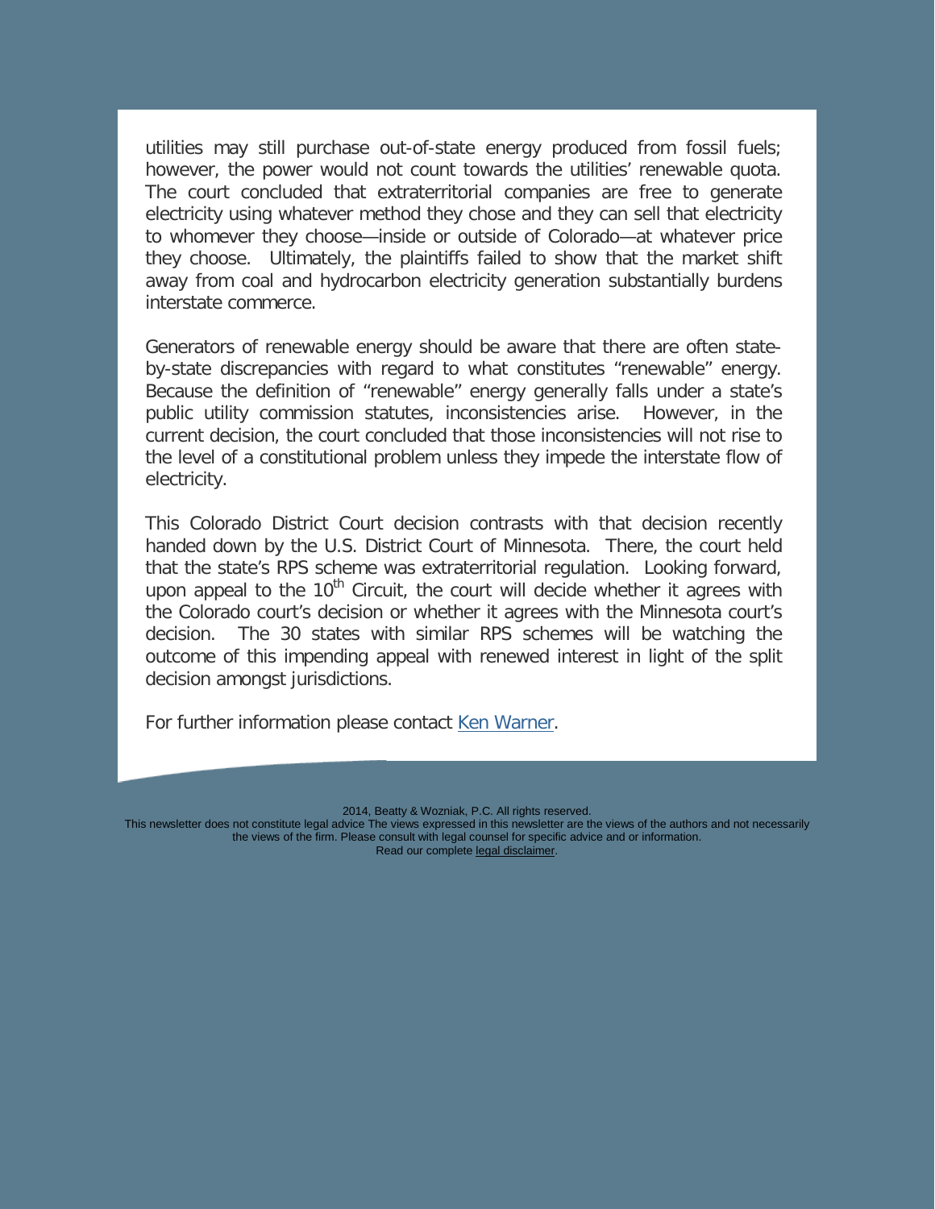utilities may still purchase out-of-state energy produced from fossil fuels; however, the power would not count towards the utilities' renewable quota. The court concluded that extraterritorial companies are free to generate electricity using whatever method they chose and they can sell that electricity to whomever they choose—inside or outside of Colorado—at whatever price they choose. Ultimately, the plaintiffs failed to show that the market shift away from coal and hydrocarbon electricity generation substantially burdens interstate commerce.

Generators of renewable energy should be aware that there are often state-by-state discrepancies with regard to what constitutes "renewable" energy. Because the definition of "renewable" energy generally falls under a state's public utility commission statutes, inconsistencies arise. However, in the current decision, the court concluded that those inconsistencies will not rise to the level of a constitutional problem unless they impede the interstate flow of electricity.

This Colorado District Court decision contrasts with that decision recently handed down by the U.S. District Court of Minnesota. There, the court held that the state's RPS scheme was extraterritorial regulation. Looking forward, upon appeal to the 10th Circuit, the court will decide whether it agrees with the Colorado court's decision or whether it agrees with the Minnesota court's decision. The 30 states with similar RPS schemes will be watching the outcome of this impending appeal with renewed interest in light of the split decision amongst jurisdictions.

For further information please contact Ken Warner.

2014, Beatty & Wozniak, P.C. All rights reserved.
This newsletter does not constitute legal advice The views expressed in this newsletter are the views of the authors and not necessarily the views of the firm. Please consult with legal counsel for specific advice and or information.
Read our complete legal disclaimer.